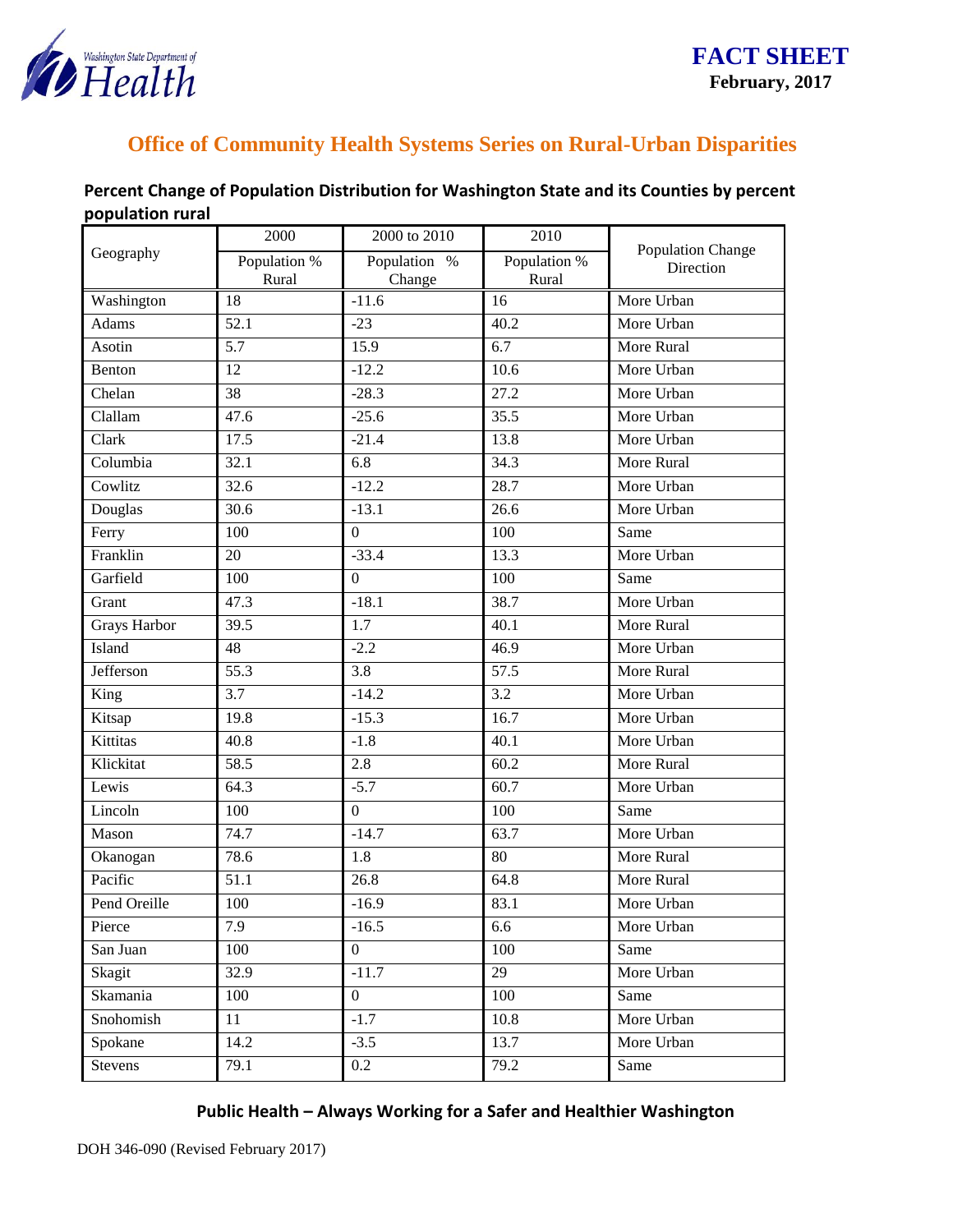Washington State Department of Health

# FACT SHEET

**February, 2017**

## Office of Community Health Systems Series on Rural-Urban Disparities

### Percent Change of Population Distribution for Washington State and its Counties by percent population rural

| Geography | 2000 | 2000 to 2010 | 2010 | Population Change Direction |
|---|---|---|---|---|
| | Population % Rural | Population % Change | Population % Rural | |
| Washington | 18 | -11.6 | 16 | More Urban |
| Adams | 52.1 | -23 | 40.2 | More Urban |
| Asotin | 5.7 | 15.9 | 6.7 | More Rural |
| Benton | 12 | -12.2 | 10.6 | More Urban |
| Chelan | 38 | -28.3 | 27.2 | More Urban |
| Clallam | 47.6 | -25.6 | 35.5 | More Urban |
| Clark | 17.5 | -21.4 | 13.8 | More Urban |
| Columbia | 32.1 | 6.8 | 34.3 | More Rural |
| Cowlitz | 32.6 | -12.2 | 28.7 | More Urban |
| Douglas | 30.6 | -13.1 | 26.6 | More Urban |
| Ferry | 100 | 0 | 100 | Same |
| Franklin | 20 | -33.4 | 13.3 | More Urban |
| Garfield | 100 | 0 | 100 | Same |
| Grant | 47.3 | -18.1 | 38.7 | More Urban |
| Grays Harbor | 39.5 | 1.7 | 40.1 | More Rural |
| Island | 48 | -2.2 | 46.9 | More Urban |
| Jefferson | 55.3 | 3.8 | 57.5 | More Rural |
| King | 3.7 | -14.2 | 3.2 | More Urban |
| Kitsap | 19.8 | -15.3 | 16.7 | More Urban |
| Kittitas | 40.8 | -1.8 | 40.1 | More Urban |
| Klickitat | 58.5 | 2.8 | 60.2 | More Rural |
| Lewis | 64.3 | -5.7 | 60.7 | More Urban |
| Lincoln | 100 | 0 | 100 | Same |
| Mason | 74.7 | -14.7 | 63.7 | More Urban |
| Okanogan | 78.6 | 1.8 | 80 | More Rural |
| Pacific | 51.1 | 26.8 | 64.8 | More Rural |
| Pend Oreille | 100 | -16.9 | 83.1 | More Urban |
| Pierce | 7.9 | -16.5 | 6.6 | More Urban |
| San Juan | 100 | 0 | 100 | Same |
| Skagit | 32.9 | -11.7 | 29 | More Urban |
| Skamania | 100 | 0 | 100 | Same |
| Snohomish | 11 | -1.7 | 10.8 | More Urban |
| Spokane | 14.2 | -3.5 | 13.7 | More Urban |
| Stevens | 79.1 | 0.2 | 79.2 | Same |

**Public Health – Always Working for a Safer and Healthier Washington**

DOH 346-090 (Revised February 2017)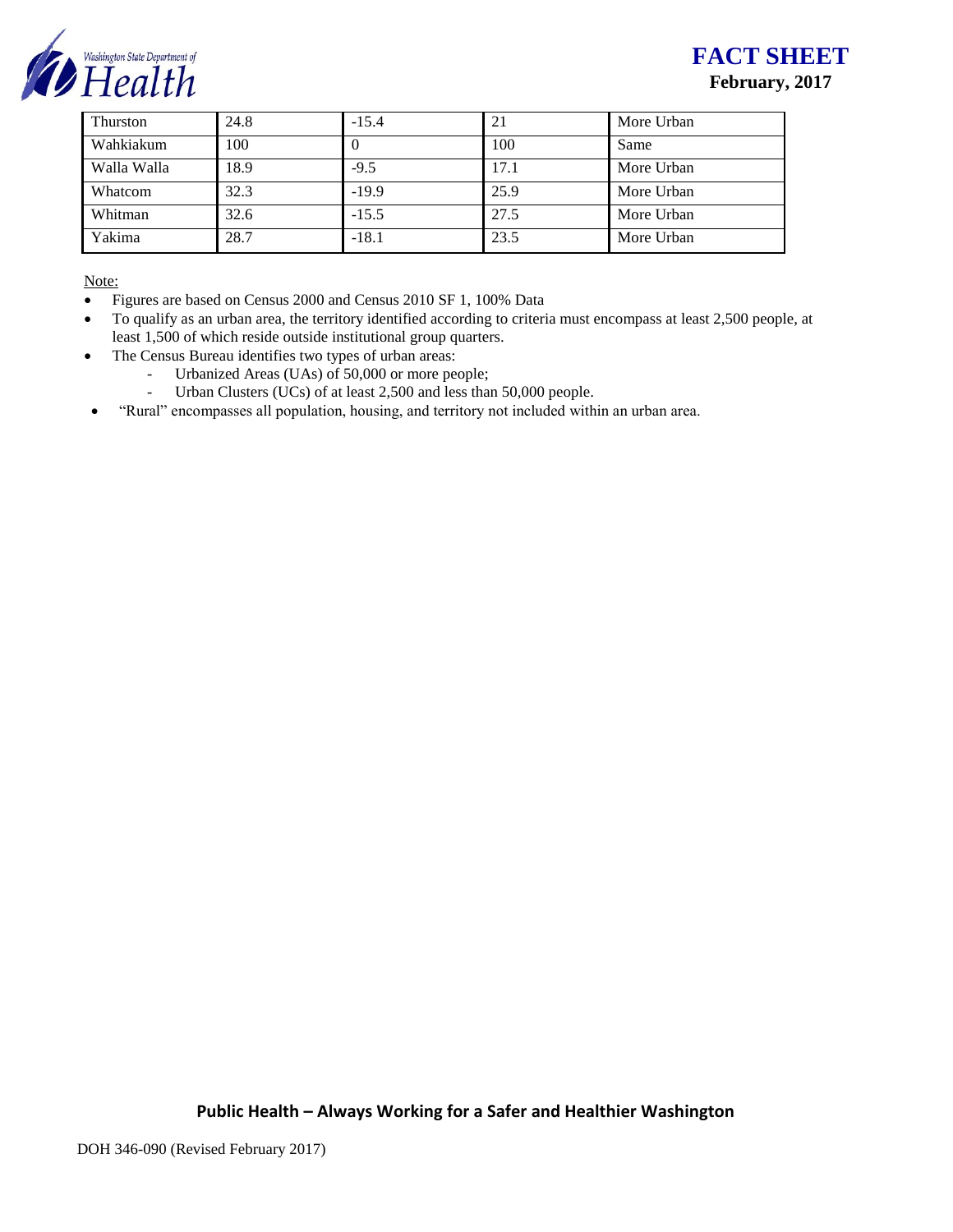| | | | | |
|---|---|---|---|---|
| Thurston | 24.8 | -15.4 | 21 | More Urban |
| Wahkiakum | 100 | 0 | 100 | Same |
| Walla Walla | 18.9 | -9.5 | 17.1 | More Urban |
| Whatcom | 32.3 | -19.9 | 25.9 | More Urban |
| Whitman | 32.6 | -15.5 | 27.5 | More Urban |
| Yakima | 28.7 | -18.1 | 23.5 | More Urban |

Note:

- Figures are based on Census 2000 and Census 2010 SF 1, 100% Data
- To qualify as an urban area, the territory identified according to criteria must encompass at least 2,500 people, at least 1,500 of which reside outside institutional group quarters.
- The Census Bureau identifies two types of urban areas:
  - Urbanized Areas (UAs) of 50,000 or more people;
  - Urban Clusters (UCs) of at least 2,500 and less than 50,000 people.
- "Rural" encompasses all population, housing, and territory not included within an urban area.

**Public Health – Always Working for a Safer and Healthier Washington**

DOH 346-090 (Revised February 2017)